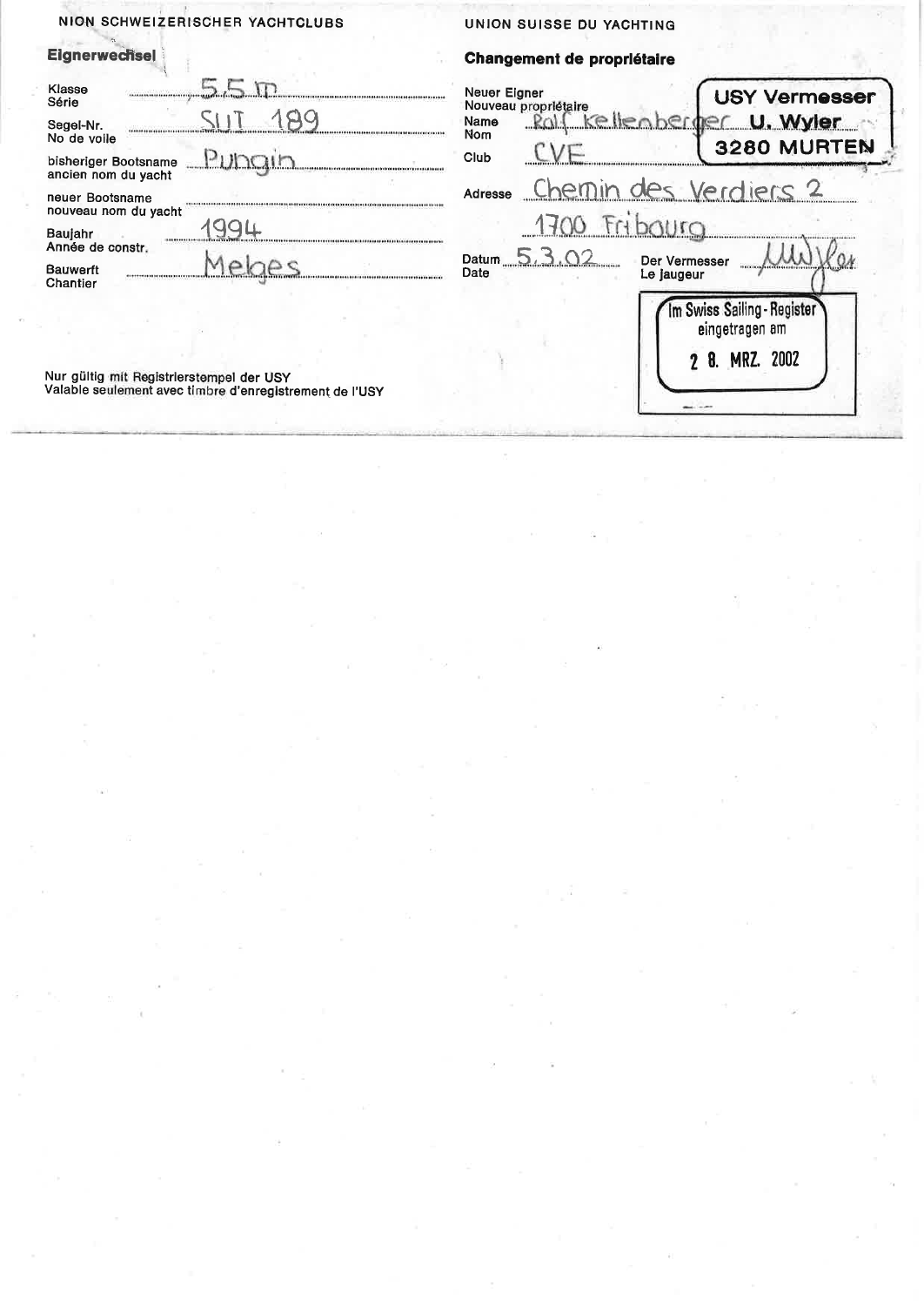NION SCHWEIZERISCHER YACHTCLUBS

**Eignerwechsel**

Klasse / Série: 5.5 m

Segel-Nr. / No de voile: SUI 189

bisheriger Bootsname / ancien nom du yacht: Pungin

neuer Bootsname / nouveau nom du yacht:

Baujahr / Année de constr.: 1994

Bauwerft / Chantier: Melges

Nur gültig mit Registrierstempel der USY
Valable seulement avec timbre d'enregistrement de l'USY

UNION SUISSE DU YACHTING

**Changement de propriétaire**

Neuer Eigner / Nouveau propriétaire

Name / Nom: Rolf Kellenberger

Club: CVE

Adresse: Chemin des Verdiers 2
1700 Fribourg

Datum / Date: 5.3.02

Der Vermesser / Le jaugeur: U. Wyler

USY Vermesser
U. Wyler
3280 MURTEN

Im Swiss Sailing - Register
eingetragen am
28. MRZ. 2002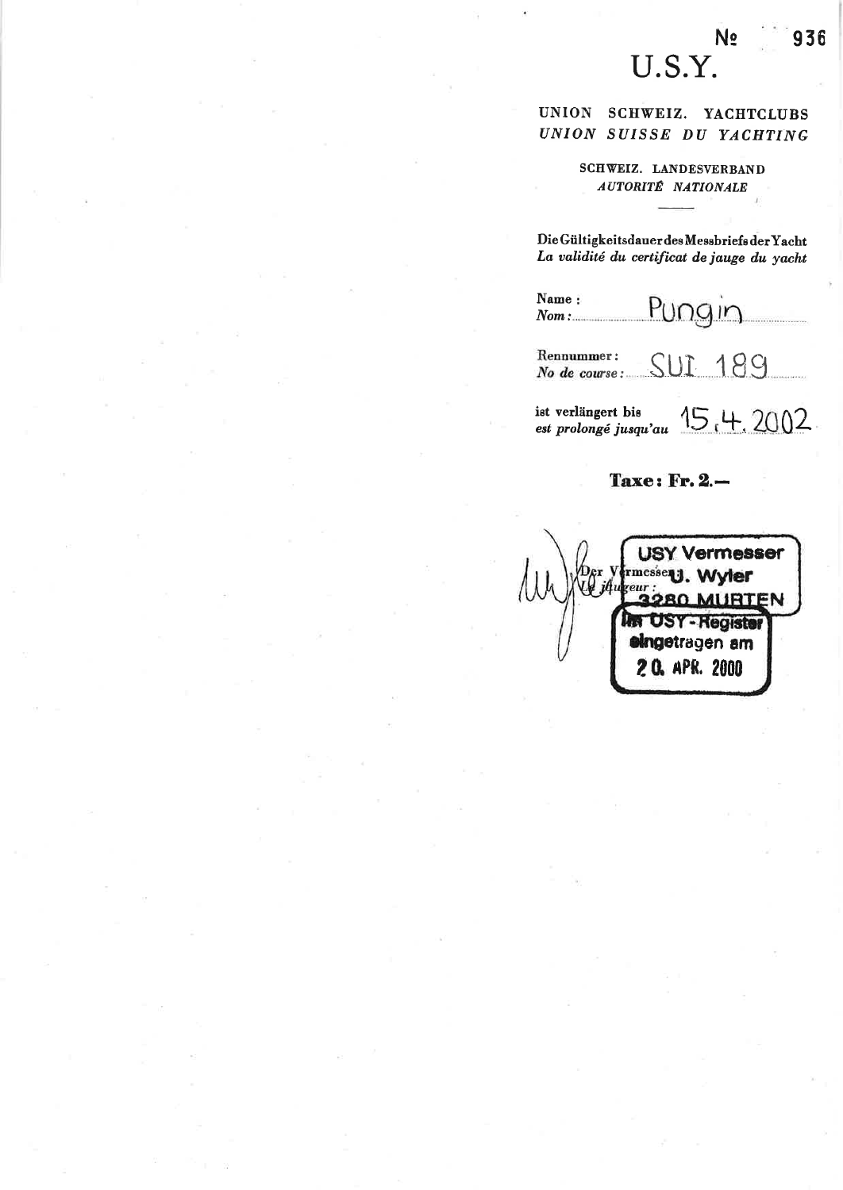№ 936

# U.S.Y.

**UNION SCHWEIZ. YACHTCLUBS**
***UNION SUISSE DU YACHTING***

**SCHWEIZ. LANDESVERBAND**
***AUTORITÉ NATIONALE***

---

**Die Gültigkeitsdauer des Messbriefs der Yacht**
***La validité du certificat de jauge du yacht***

**Name :**
***Nom :*** Pungin

**Rennummer :**
***No de course :*** SUI 189

**ist verlängert bis**
***est prolongé jusqu'au*** 15.4.2002

**Taxe : Fr. 2.—**

**Der Vermesser :**
***Le jaugeur :***

USY Vermesser
U. Wyler
3280 MURTEN

Im USY-Register
eingetragen am
20. APR. 2000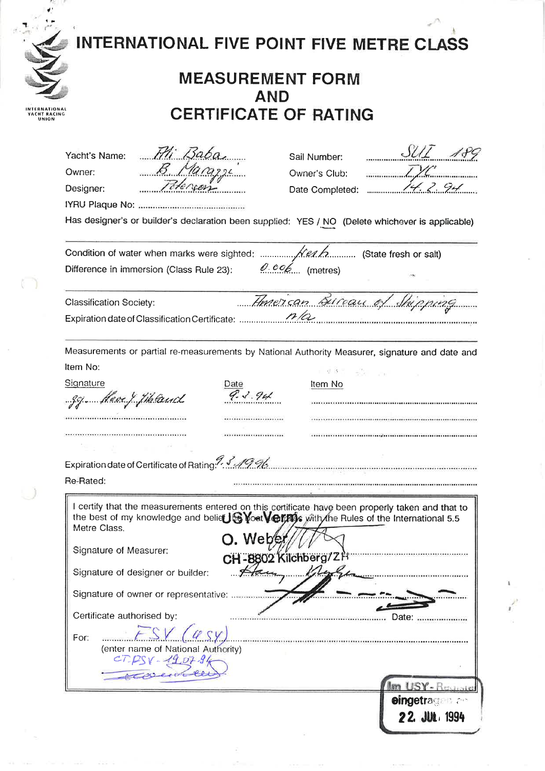INTERNATIONAL YACHT RACING UNION

# INTERNATIONAL FIVE POINT FIVE METRE CLASS

## MEASUREMENT FORM AND CERTIFICATE OF RATING

Yacht's Name: Ali Baba  
Owner: B. Marazzi  
Designer: Petersen  
IYRU Plaque No:

Sail Number: SUI 189  
Owner's Club: TYC  
Date Completed: 14.2.94

Has designer's or builder's declaration been supplied: YES / NO (Delete whichever is applicable)

---

Condition of water when marks were sighted: fresh (State fresh or salt)  
Difference in immersion (Class Rule 23): 0.006 (metres)

---

Classification Society: American Bureau of Shipping  
Expiration date of Classification Certificate: n/a

---

Measurements or partial re-measurements by National Authority Measurer, signature and date and Item No:

| Signature | Date | Item No |
|---|---|---|
| sig. Hans J. Eklund | 9.3.94 | |
| | | |
| | | |

Expiration date of Certificate of Rating: 9.3.1996  
Re-Rated:

---

I certify that the measurements entered on this certificate have been properly taken and that to the best of my knowledge and belief the boat conforms with the Rules of the International 5.5 Metre Class.

Signature of Measurer: USY Verm. O. Weber CH-8802 Kilchberg/ZH

Signature of designer or builder:

Signature of owner or representative:

Certificate authorised by: Date:

For: FSV (USY)  
(enter name of National Authority)

CT. PSV - 19.07.94

Im USY-Register eingetragen am 22. JUL. 1994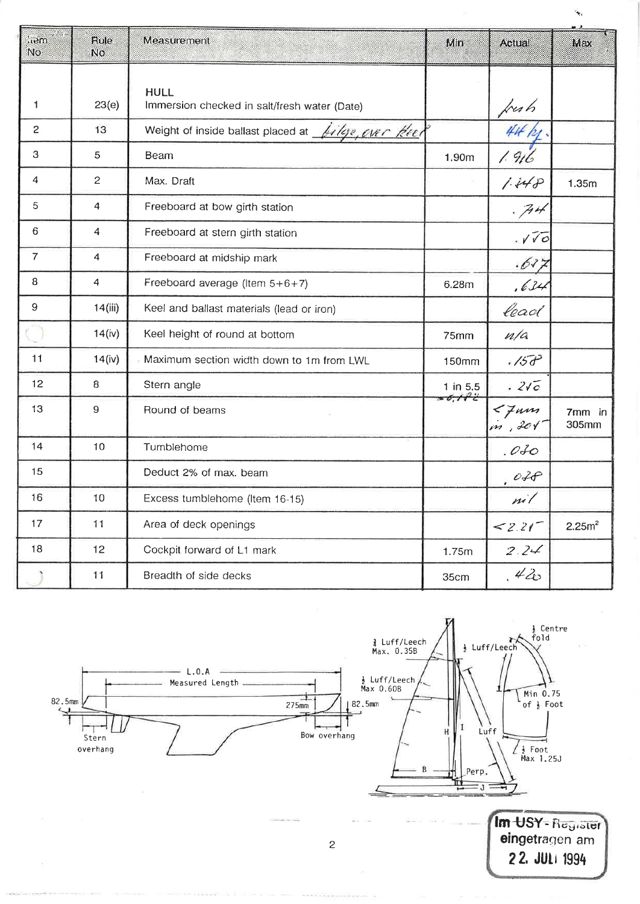| Item No | Rule No | Measurement | Min | Actual | Max |
|---|---|---|---|---|---|
| 1 | 23(e) | **HULL**<br>Immersion checked in salt/fresh water (Date) | | fresh | |
| 2 | 13 | Weight of inside ballast placed at bilge, over keel | | 44 kg. | |
| 3 | 5 | Beam | 1.90m | 1.916 | |
| 4 | 2 | Max. Draft | | 1.148 | 1.35m |
| 5 | 4 | Freeboard at bow girth station | | .744 | |
| 6 | 4 | Freeboard at stern girth station | | .570 | |
| 7 | 4 | Freeboard at midship mark | | .617 | |
| 8 | 4 | Freeboard average (Item 5+6+7) | 6.28m | .634 | |
| 9 | 14(iii) | Keel and ballast materials (lead or iron) | | lead | |
| 10 | 14(iv) | Keel height of round at bottom | 75mm | n/a | |
| 11 | 14(iv) | Maximum section width down to 1m from LWL | 150mm | .158 | |
| 12 | 8 | Stern angle | 1 in 5.5<br>=0.182 | .210 | |
| 13 | 9 | Round of beams | | <7mm in .305 | 7mm in 305mm |
| 14 | 10 | Tumblehome | | .030 | |
| 15 | | Deduct 2% of max. beam | | .038 | |
| 16 | 10 | Excess tumblehome (Item 16-15) | | nil | |
| 17 | 11 | Area of deck openings | | <2.25 | 2.25m² |
| 18 | 12 | Cockpit forward of L1 mark | 1.75m | 2.24 | |
| 19 | 11 | Breadth of side decks | 35cm | .420 | |

L.O.A
Measured Length
82.5mm
275mm
82.5mm
Stern overhang
Bow overhang

½ Luff/Leech Max. 0.35B
½ Luff/Leech Max 0.60B
½ Luff/Leech
½ Centre fold
Min 0.75 of ½ Foot
½ Foot Max 1.25J
H
I
Luff
B
Perp.
J

Im USY-Register eingetragen am 22. JULI 1994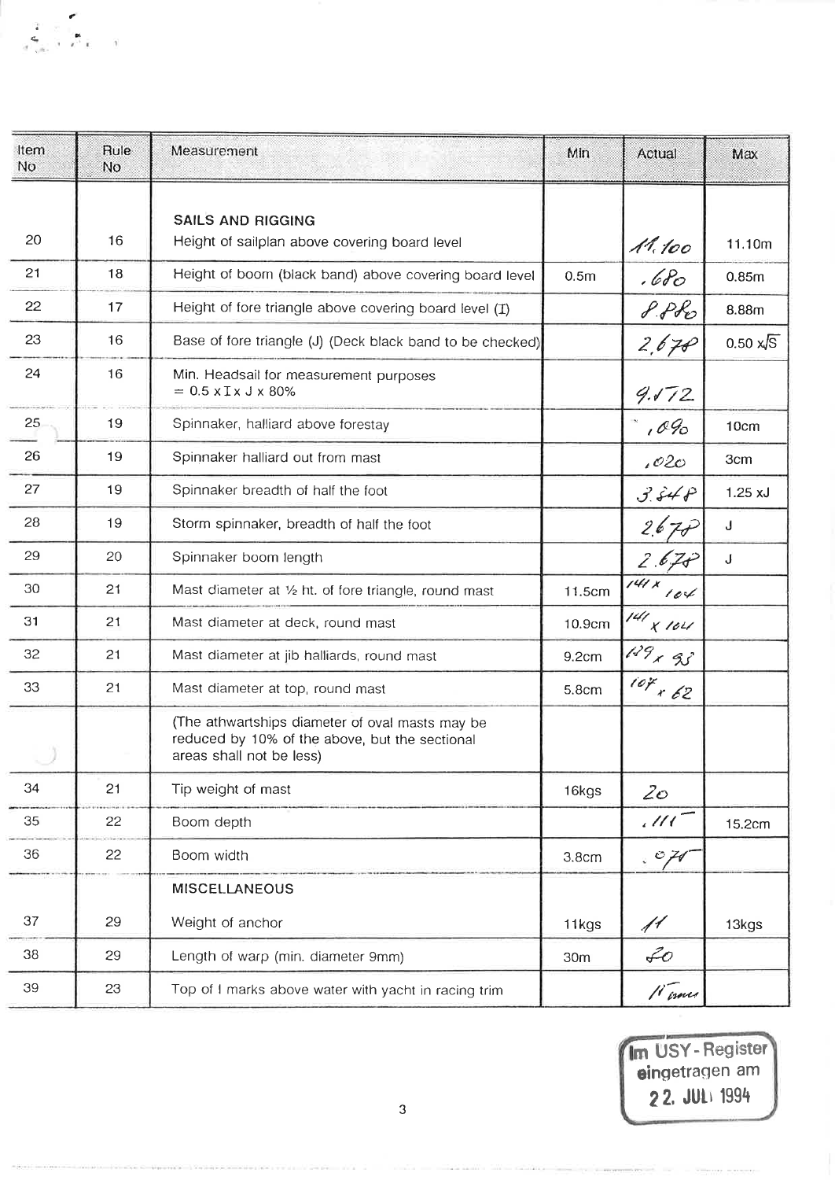| Item No | Rule No | Measurement | Min | Actual | Max |
|---|---|---|---|---|---|
| | | **SAILS AND RIGGING** | | | |
| 20 | 16 | Height of sailplan above covering board level | | 11.100 | 11.10m |
| 21 | 18 | Height of boom (black band) above covering board level | 0.5m | .680 | 0.85m |
| 22 | 17 | Height of fore triangle above covering board level (I) | | 8.880 | 8.88m |
| 23 | 16 | Base of fore triangle (J) (Deck black band to be checked) | | 2.678 | $0.50 \times \sqrt{S}$ |
| 24 | 16 | Min. Headsail for measurement purposes = 0.5 x I x J x 80% | | 9.512 | |
| 25 | 19 | Spinnaker, halliard above forestay | | .090 | 10cm |
| 26 | 19 | Spinnaker halliard out from mast | | .020 | 3cm |
| 27 | 19 | Spinnaker breadth of half the foot | | 3.348 | 1.25 xJ |
| 28 | 19 | Storm spinnaker, breadth of half the foot | | 2.678 | J |
| 29 | 20 | Spinnaker boom length | | 2.678 | J |
| 30 | 21 | Mast diameter at ½ ht. of fore triangle, round mast | 11.5cm | 141 x 104 | |
| 31 | 21 | Mast diameter at deck, round mast | 10.9cm | 141 x 104 | |
| 32 | 21 | Mast diameter at jib halliards, round mast | 9.2cm | 129 x 93 | |
| 33 | 21 | Mast diameter at top, round mast | 5.8cm | 107 x 62 | |
| | | (The athwartships diameter of oval masts may be reduced by 10% of the above, but the sectional areas shall not be less) | | | |
| 34 | 21 | Tip weight of mast | 16kgs | 20 | |
| 35 | 22 | Boom depth | | .111 | 15.2cm |
| 36 | 22 | Boom width | 3.8cm | .074 | |
| | | **MISCELLANEOUS** | | | |
| 37 | 29 | Weight of anchor | 11kgs | 11 | 13kgs |
| 38 | 29 | Length of warp (min. diameter 9mm) | 30m | 30 | |
| 39 | 23 | Top of I marks above water with yacht in racing trim | | 11 mm | |

Im USY-Register eingetragen am 22. JULI 1994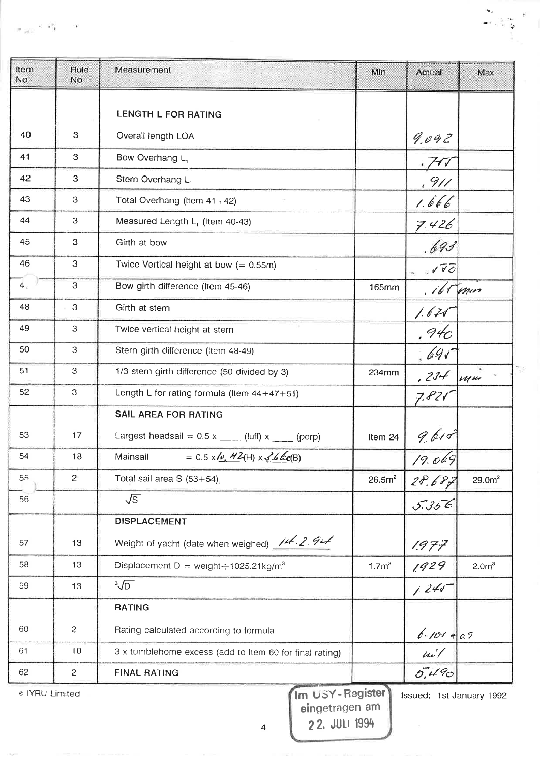| Item No | Rule No | Measurement | Min | Actual | Max |
|---|---|---|---|---|---|
| | | **LENGTH L FOR RATING** | | | |
| 40 | 3 | Overall length LOA | | 9.092 | |
| 41 | 3 | Bow Overhang $L_1$ | | .755 | |
| 42 | 3 | Stern Overhang $L_1$ | | .911 | |
| 43 | 3 | Total Overhang (Item 41+42) | | 1.666 | |
| 44 | 3 | Measured Length $L_1$ (Item 40-43) | | 7.426 | |
| 45 | 3 | Girth at bow | | .693 | |
| 46 | 3 | Twice Vertical height at bow (= 0.55m) | | .550 | |
| 47 | 3 | Bow girth difference (Item 45-46) | 165mm | .165 | min |
| 48 | 3 | Girth at stern | | 1.635 | |
| 49 | 3 | Twice vertical height at stern | | .940 | |
| 50 | 3 | Stern girth difference (Item 48-49) | | .695 | |
| 51 | 3 | 1/3 stern girth difference (50 divided by 3) | 234mm | .234 | min |
| 52 | 3 | Length L for rating formula (Item 44+47+51) | | 7.825 | |
| | | **SAIL AREA FOR RATING** | | | |
| 53 | 17 | Largest headsail = 0.5 x ____ (luff) x ____ (perp) | Item 24 | 9.618 | |
| 54 | 18 | Mainsail = 0.5 x 10.42(H) x 3.660(B) | | 19.069 | |
| 55 | 2 | Total sail area S (53+54) | 26.5m² | 28.687 | 29.0m² |
| 56 | | $\sqrt{S}$ | | 5.356 | |
| | | **DISPLACEMENT** | | | |
| 57 | 13 | Weight of yacht (date when weighed) 14.2.94 | | 1977 | |
| 58 | 13 | Displacement D = weight÷1025.21kg/m³ | 1.7m³ | 1.929 | 2.0m³ |
| 59 | 13 | $\sqrt[3]{D}$ | | 1.245 | |
| | | **RATING** | | | |
| 60 | 2 | Rating calculated according to formula | | 6.101 + 0.7 | |
| 61 | 10 | 3 x tumblehome excess (add to Item 60 for final rating) | | nil | |
| 62 | 2 | **FINAL RATING** | | 5.490 | |

© IYRU Limited

Im USY-Register eingetragen am 22. JULI 1994

Issued: 1st January 1992